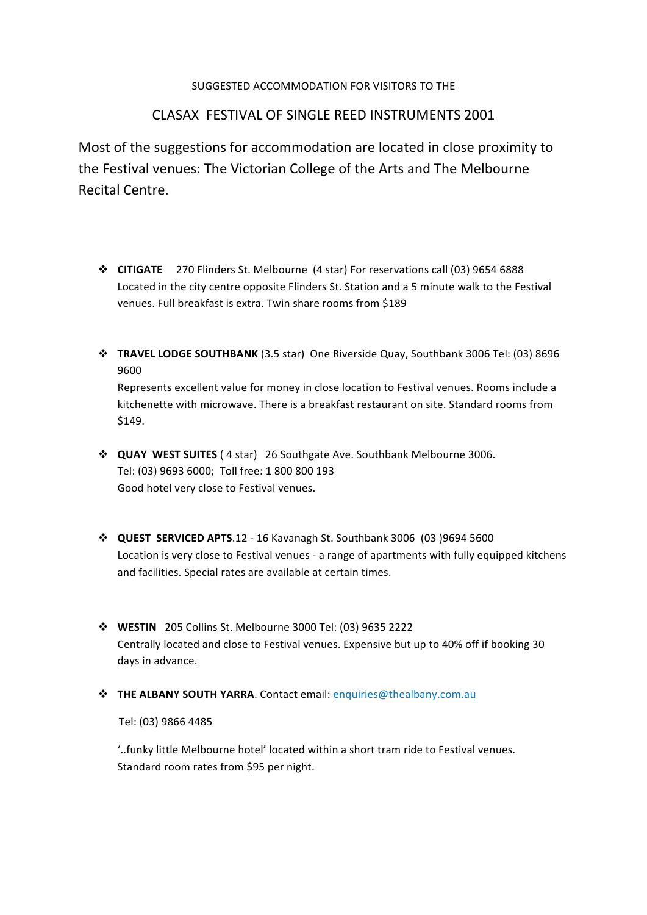SUGGESTED ACCOMMODATION FOR VISITORS TO THE

# CLASAX FESTIVAL OF SINGLE REED INSTRUMENTS 2001

Most of the suggestions for accommodation are located in close proximity to the Festival venues: The Victorian College of the Arts and The Melbourne Recital Centre.

- **CITIGATE** 270 Flinders St. Melbourne (4 star) For reservations call (03) 9654 6888 Located in the city centre opposite Flinders St. Station and a 5 minute walk to the Festival venues. Full breakfast is extra. Twin share rooms from $189

- **TRAVEL LODGE SOUTHBANK** (3.5 star) One Riverside Quay, Southbank 3006 Tel: (03) 8696 9600
  Represents excellent value for money in close location to Festival venues. Rooms include a kitchenette with microwave. There is a breakfast restaurant on site. Standard rooms from $149.

- **QUAY WEST SUITES** ( 4 star) 26 Southgate Ave. Southbank Melbourne 3006.
  Tel: (03) 9693 6000; Toll free: 1 800 800 193
  Good hotel very close to Festival venues.

- **QUEST SERVICED APTS**.12 - 16 Kavanagh St. Southbank 3006 (03 )9694 5600
  Location is very close to Festival venues - a range of apartments with fully equipped kitchens and facilities. Special rates are available at certain times.

- **WESTIN** 205 Collins St. Melbourne 3000 Tel: (03) 9635 2222
  Centrally located and close to Festival venues. Expensive but up to 40% off if booking 30 days in advance.

- **THE ALBANY SOUTH YARRA**. Contact email: enquiries@thealbany.com.au

  Tel: (03) 9866 4485

  '..funky little Melbourne hotel' located within a short tram ride to Festival venues. Standard room rates from $95 per night.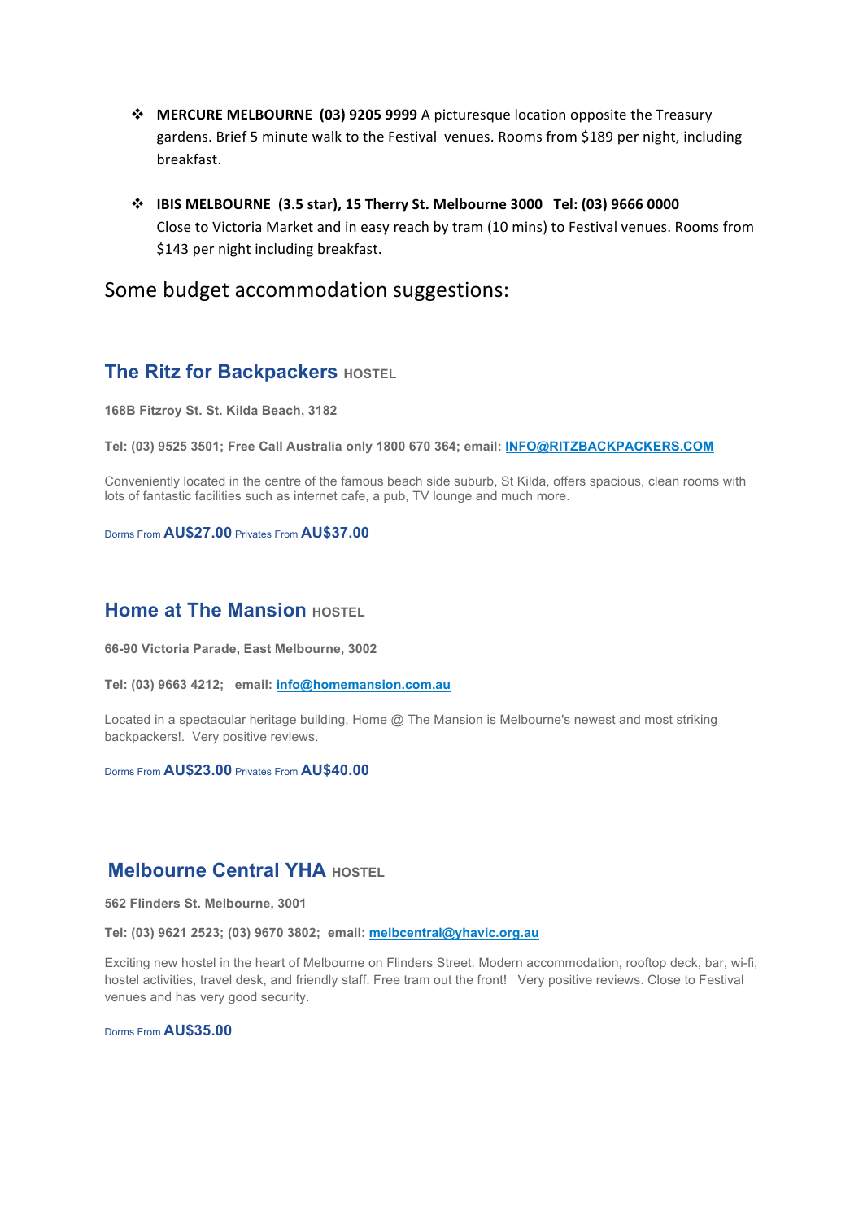- **MERCURE MELBOURNE (03) 9205 9999** A picturesque location opposite the Treasury gardens. Brief 5 minute walk to the Festival venues. Rooms from $189 per night, including breakfast.

- **IBIS MELBOURNE (3.5 star), 15 Therry St. Melbourne 3000 Tel: (03) 9666 0000** Close to Victoria Market and in easy reach by tram (10 mins) to Festival venues. Rooms from $143 per night including breakfast.

## Some budget accommodation suggestions:

### The Ritz for Backpackers HOSTEL

**168B Fitzroy St. St. Kilda Beach, 3182**

**Tel: (03) 9525 3501; Free Call Australia only 1800 670 364; email: INFO@RITZBACKPACKERS.COM**

Conveniently located in the centre of the famous beach side suburb, St Kilda, offers spacious, clean rooms with lots of fantastic facilities such as internet cafe, a pub, TV lounge and much more.

Dorms From **AU$27.00** Privates From **AU$37.00**

### Home at The Mansion HOSTEL

**66-90 Victoria Parade, East Melbourne, 3002**

**Tel: (03) 9663 4212; email: info@homemansion.com.au**

Located in a spectacular heritage building, Home @ The Mansion is Melbourne's newest and most striking backpackers!. Very positive reviews.

Dorms From **AU$23.00** Privates From **AU$40.00**

### Melbourne Central YHA HOSTEL

**562 Flinders St. Melbourne, 3001**

**Tel: (03) 9621 2523; (03) 9670 3802; email: melbcentral@yhavic.org.au**

Exciting new hostel in the heart of Melbourne on Flinders Street. Modern accommodation, rooftop deck, bar, wi-fi, hostel activities, travel desk, and friendly staff. Free tram out the front! Very positive reviews. Close to Festival venues and has very good security.

Dorms From **AU$35.00**